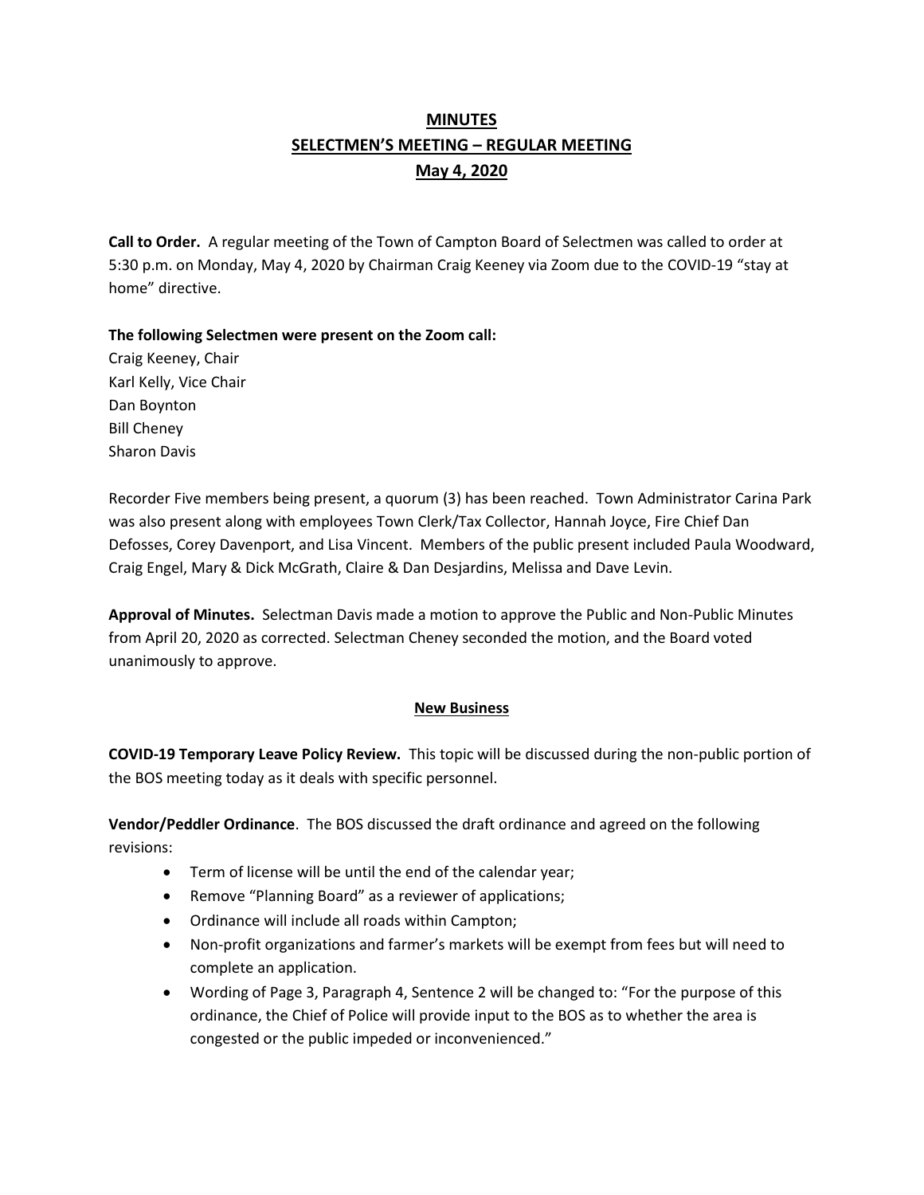# MINUTES
## SELECTMEN'S MEETING – REGULAR MEETING
## May 4, 2020

**Call to Order.** A regular meeting of the Town of Campton Board of Selectmen was called to order at 5:30 p.m. on Monday, May 4, 2020 by Chairman Craig Keeney via Zoom due to the COVID-19 "stay at home" directive.

**The following Selectmen were present on the Zoom call:**
Craig Keeney, Chair
Karl Kelly, Vice Chair
Dan Boynton
Bill Cheney
Sharon Davis

Recorder Five members being present, a quorum (3) has been reached. Town Administrator Carina Park was also present along with employees Town Clerk/Tax Collector, Hannah Joyce, Fire Chief Dan Defosses, Corey Davenport, and Lisa Vincent. Members of the public present included Paula Woodward, Craig Engel, Mary & Dick McGrath, Claire & Dan Desjardins, Melissa and Dave Levin.

**Approval of Minutes.** Selectman Davis made a motion to approve the Public and Non-Public Minutes from April 20, 2020 as corrected. Selectman Cheney seconded the motion, and the Board voted unanimously to approve.

## New Business

**COVID-19 Temporary Leave Policy Review.** This topic will be discussed during the non-public portion of the BOS meeting today as it deals with specific personnel.

**Vendor/Peddler Ordinance**. The BOS discussed the draft ordinance and agreed on the following revisions:

- Term of license will be until the end of the calendar year;
- Remove "Planning Board" as a reviewer of applications;
- Ordinance will include all roads within Campton;
- Non-profit organizations and farmer's markets will be exempt from fees but will need to complete an application.
- Wording of Page 3, Paragraph 4, Sentence 2 will be changed to: "For the purpose of this ordinance, the Chief of Police will provide input to the BOS as to whether the area is congested or the public impeded or inconvenienced."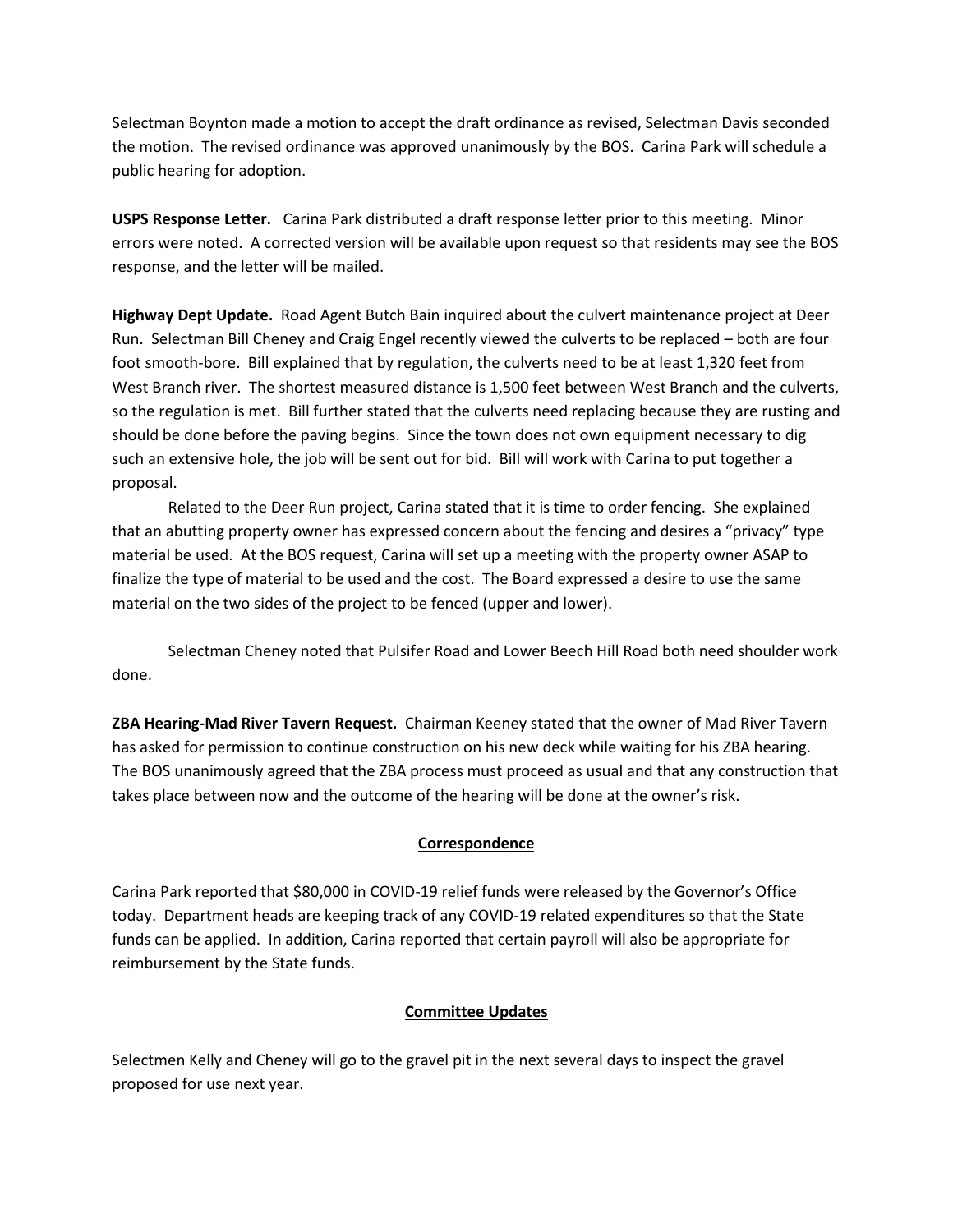Selectman Boynton made a motion to accept the draft ordinance as revised, Selectman Davis seconded the motion. The revised ordinance was approved unanimously by the BOS. Carina Park will schedule a public hearing for adoption.

**USPS Response Letter.** Carina Park distributed a draft response letter prior to this meeting. Minor errors were noted. A corrected version will be available upon request so that residents may see the BOS response, and the letter will be mailed.

**Highway Dept Update.** Road Agent Butch Bain inquired about the culvert maintenance project at Deer Run. Selectman Bill Cheney and Craig Engel recently viewed the culverts to be replaced – both are four foot smooth-bore. Bill explained that by regulation, the culverts need to be at least 1,320 feet from West Branch river. The shortest measured distance is 1,500 feet between West Branch and the culverts, so the regulation is met. Bill further stated that the culverts need replacing because they are rusting and should be done before the paving begins. Since the town does not own equipment necessary to dig such an extensive hole, the job will be sent out for bid. Bill will work with Carina to put together a proposal.

Related to the Deer Run project, Carina stated that it is time to order fencing. She explained that an abutting property owner has expressed concern about the fencing and desires a "privacy" type material be used. At the BOS request, Carina will set up a meeting with the property owner ASAP to finalize the type of material to be used and the cost. The Board expressed a desire to use the same material on the two sides of the project to be fenced (upper and lower).

Selectman Cheney noted that Pulsifer Road and Lower Beech Hill Road both need shoulder work done.

**ZBA Hearing-Mad River Tavern Request.** Chairman Keeney stated that the owner of Mad River Tavern has asked for permission to continue construction on his new deck while waiting for his ZBA hearing. The BOS unanimously agreed that the ZBA process must proceed as usual and that any construction that takes place between now and the outcome of the hearing will be done at the owner's risk.

## Correspondence

Carina Park reported that $80,000 in COVID-19 relief funds were released by the Governor's Office today. Department heads are keeping track of any COVID-19 related expenditures so that the State funds can be applied. In addition, Carina reported that certain payroll will also be appropriate for reimbursement by the State funds.

## Committee Updates

Selectmen Kelly and Cheney will go to the gravel pit in the next several days to inspect the gravel proposed for use next year.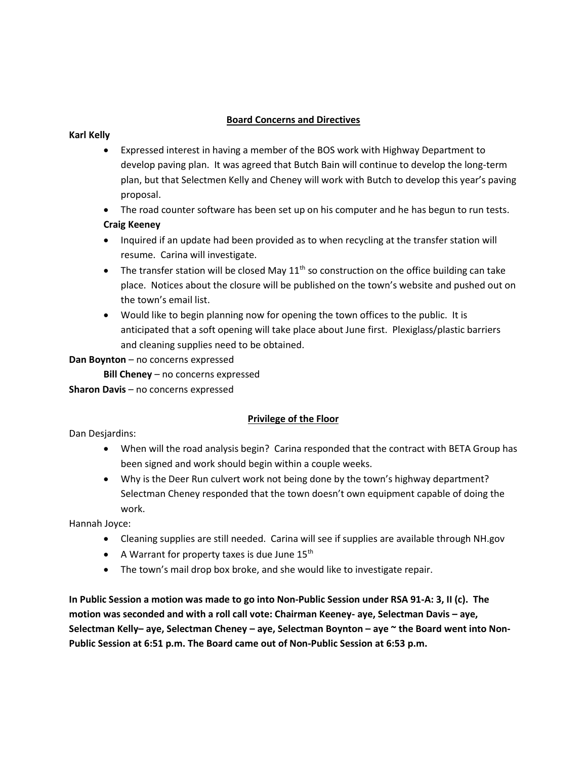## Board Concerns and Directives

**Karl Kelly**

- Expressed interest in having a member of the BOS work with Highway Department to develop paving plan. It was agreed that Butch Bain will continue to develop the long-term plan, but that Selectmen Kelly and Cheney will work with Butch to develop this year's paving proposal.
- The road counter software has been set up on his computer and he has begun to run tests.

**Craig Keeney**

- Inquired if an update had been provided as to when recycling at the transfer station will resume. Carina will investigate.
- The transfer station will be closed May 11th so construction on the office building can take place. Notices about the closure will be published on the town's website and pushed out on the town's email list.
- Would like to begin planning now for opening the town offices to the public. It is anticipated that a soft opening will take place about June first. Plexiglass/plastic barriers and cleaning supplies need to be obtained.

**Dan Boynton** – no concerns expressed

**Bill Cheney** – no concerns expressed

**Sharon Davis** – no concerns expressed

## Privilege of the Floor

Dan Desjardins:

- When will the road analysis begin? Carina responded that the contract with BETA Group has been signed and work should begin within a couple weeks.
- Why is the Deer Run culvert work not being done by the town's highway department? Selectman Cheney responded that the town doesn't own equipment capable of doing the work.

Hannah Joyce:

- Cleaning supplies are still needed. Carina will see if supplies are available through NH.gov
- A Warrant for property taxes is due June 15th
- The town's mail drop box broke, and she would like to investigate repair.

**In Public Session a motion was made to go into Non-Public Session under RSA 91-A: 3, II (c). The motion was seconded and with a roll call vote: Chairman Keeney- aye, Selectman Davis – aye, Selectman Kelly– aye, Selectman Cheney – aye, Selectman Boynton – aye ~ the Board went into Non-Public Session at 6:51 p.m. The Board came out of Non-Public Session at 6:53 p.m.**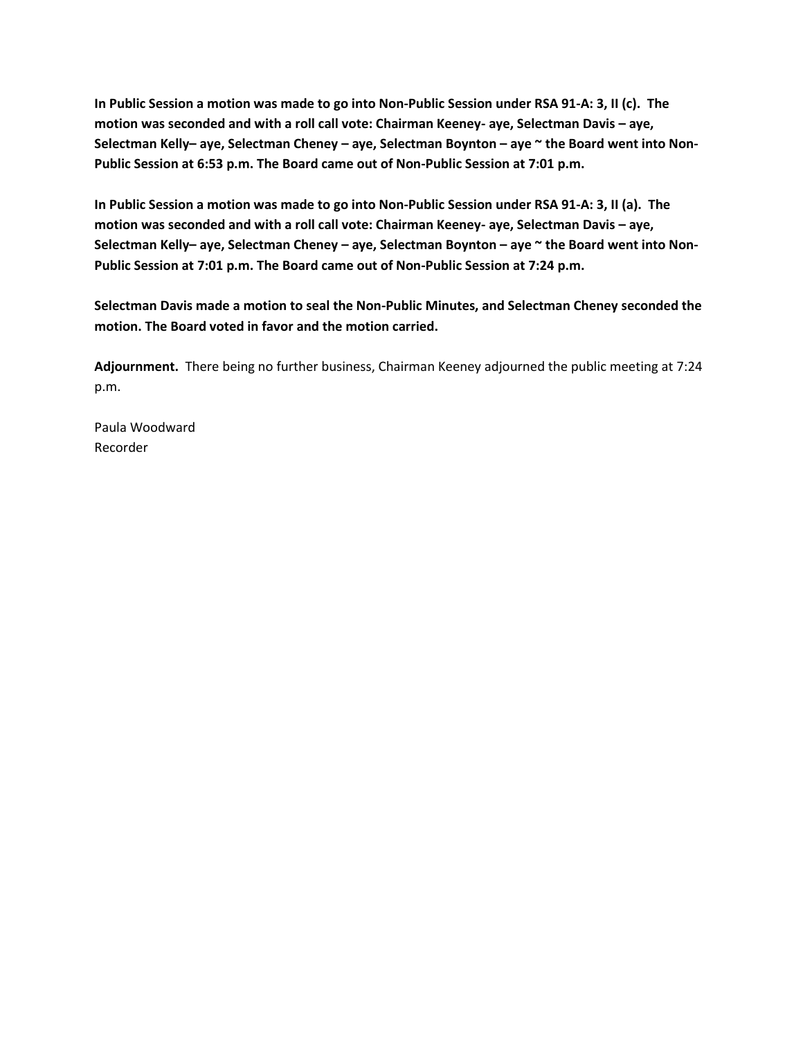**In Public Session a motion was made to go into Non-Public Session under RSA 91-A: 3, II (c). The motion was seconded and with a roll call vote: Chairman Keeney- aye, Selectman Davis – aye, Selectman Kelly– aye, Selectman Cheney – aye, Selectman Boynton – aye ~ the Board went into Non-Public Session at 6:53 p.m. The Board came out of Non-Public Session at 7:01 p.m.**

**In Public Session a motion was made to go into Non-Public Session under RSA 91-A: 3, II (a). The motion was seconded and with a roll call vote: Chairman Keeney- aye, Selectman Davis – aye, Selectman Kelly– aye, Selectman Cheney – aye, Selectman Boynton – aye ~ the Board went into Non-Public Session at 7:01 p.m. The Board came out of Non-Public Session at 7:24 p.m.**

**Selectman Davis made a motion to seal the Non-Public Minutes, and Selectman Cheney seconded the motion. The Board voted in favor and the motion carried.**

**Adjournment.** There being no further business, Chairman Keeney adjourned the public meeting at 7:24 p.m.

Paula Woodward
Recorder